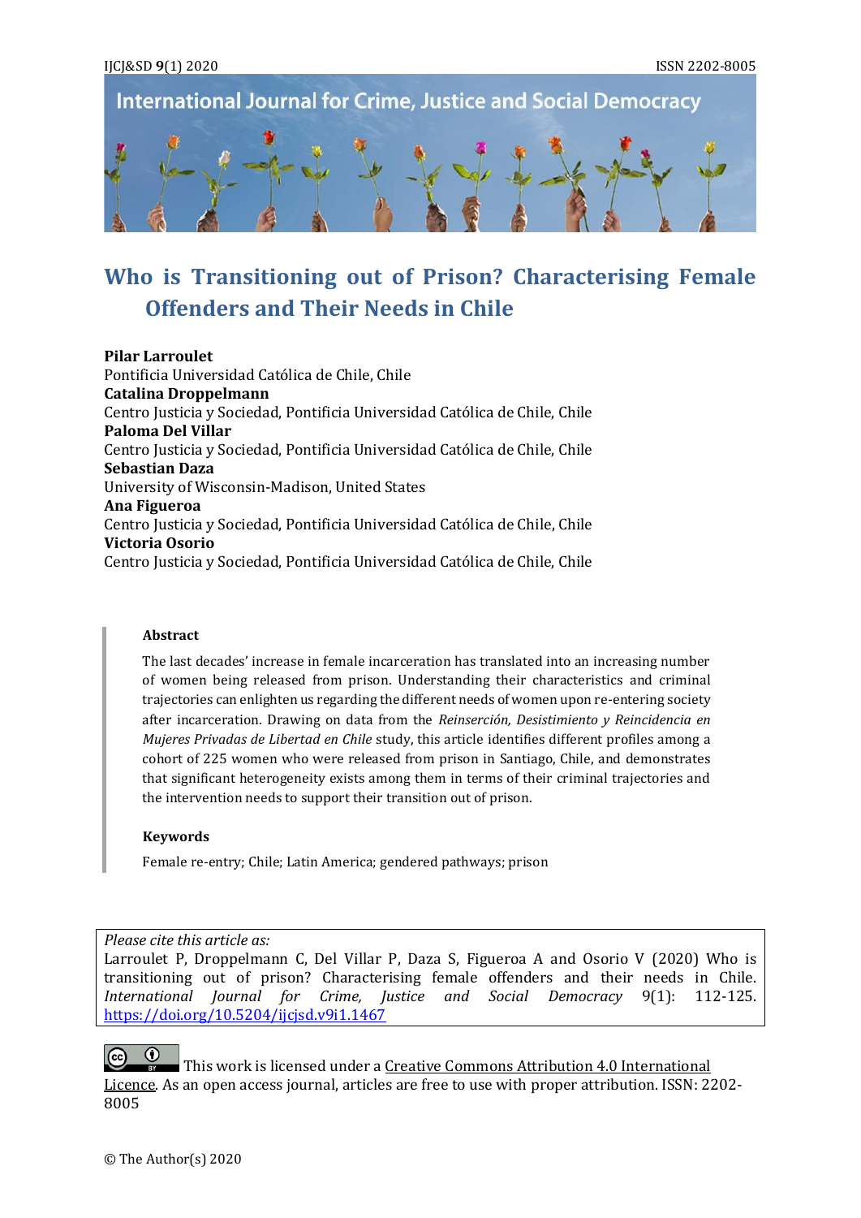# Who is Transitioning out of Prison? Characterising Female Offenders and Their Needs in Chile

**Pilar Larroulet**
Pontificia Universidad Católica de Chile, Chile
**Catalina Droppelmann**
Centro Justicia y Sociedad, Pontificia Universidad Católica de Chile, Chile
**Paloma Del Villar**
Centro Justicia y Sociedad, Pontificia Universidad Católica de Chile, Chile
**Sebastian Daza**
University of Wisconsin-Madison, United States
**Ana Figueroa**
Centro Justicia y Sociedad, Pontificia Universidad Católica de Chile, Chile
**Victoria Osorio**
Centro Justicia y Sociedad, Pontificia Universidad Católica de Chile, Chile

## Abstract

The last decades' increase in female incarceration has translated into an increasing number of women being released from prison. Understanding their characteristics and criminal trajectories can enlighten us regarding the different needs of women upon re-entering society after incarceration. Drawing on data from the *Reinserción, Desistimiento y Reincidencia en Mujeres Privadas de Libertad en Chile* study, this article identifies different profiles among a cohort of 225 women who were released from prison in Santiago, Chile, and demonstrates that significant heterogeneity exists among them in terms of their criminal trajectories and the intervention needs to support their transition out of prison.

## Keywords

Female re-entry; Chile; Latin America; gendered pathways; prison

*Please cite this article as:*
Larroulet P, Droppelmann C, Del Villar P, Daza S, Figueroa A and Osorio V (2020) Who is transitioning out of prison? Characterising female offenders and their needs in Chile. *International Journal for Crime, Justice and Social Democracy* 9(1): 112-125. https://doi.org/10.5204/ijcjsd.v9i1.1467

This work is licensed under a Creative Commons Attribution 4.0 International Licence. As an open access journal, articles are free to use with proper attribution. ISSN: 2202-8005

© The Author(s) 2020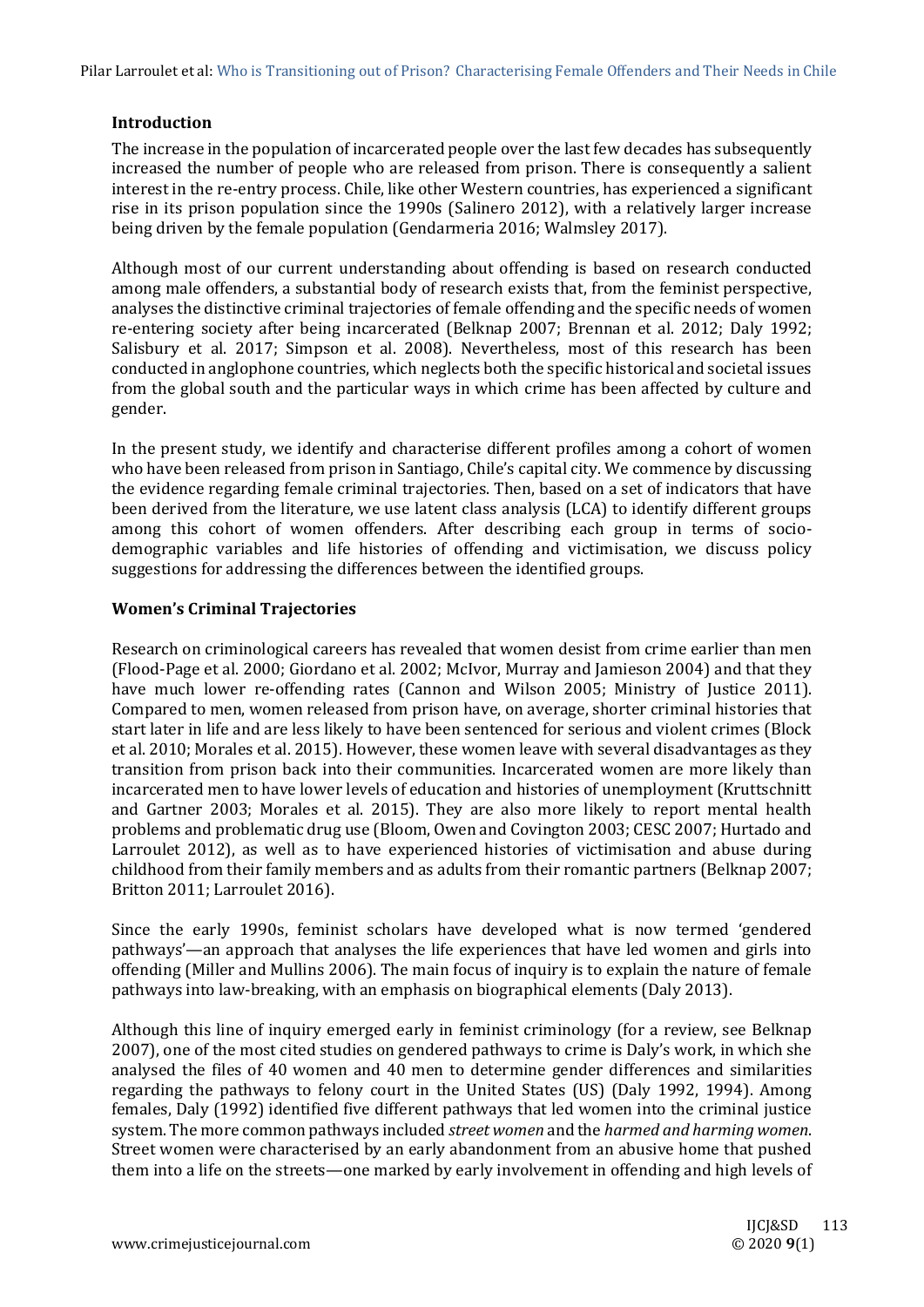## Introduction

The increase in the population of incarcerated people over the last few decades has subsequently increased the number of people who are released from prison. There is consequently a salient interest in the re-entry process. Chile, like other Western countries, has experienced a significant rise in its prison population since the 1990s (Salinero 2012), with a relatively larger increase being driven by the female population (Gendarmeria 2016; Walmsley 2017).

Although most of our current understanding about offending is based on research conducted among male offenders, a substantial body of research exists that, from the feminist perspective, analyses the distinctive criminal trajectories of female offending and the specific needs of women re-entering society after being incarcerated (Belknap 2007; Brennan et al. 2012; Daly 1992; Salisbury et al. 2017; Simpson et al. 2008). Nevertheless, most of this research has been conducted in anglophone countries, which neglects both the specific historical and societal issues from the global south and the particular ways in which crime has been affected by culture and gender.

In the present study, we identify and characterise different profiles among a cohort of women who have been released from prison in Santiago, Chile's capital city. We commence by discussing the evidence regarding female criminal trajectories. Then, based on a set of indicators that have been derived from the literature, we use latent class analysis (LCA) to identify different groups among this cohort of women offenders. After describing each group in terms of socio-demographic variables and life histories of offending and victimisation, we discuss policy suggestions for addressing the differences between the identified groups.

## Women's Criminal Trajectories

Research on criminological careers has revealed that women desist from crime earlier than men (Flood-Page et al. 2000; Giordano et al. 2002; McIvor, Murray and Jamieson 2004) and that they have much lower re-offending rates (Cannon and Wilson 2005; Ministry of Justice 2011). Compared to men, women released from prison have, on average, shorter criminal histories that start later in life and are less likely to have been sentenced for serious and violent crimes (Block et al. 2010; Morales et al. 2015). However, these women leave with several disadvantages as they transition from prison back into their communities. Incarcerated women are more likely than incarcerated men to have lower levels of education and histories of unemployment (Kruttschnitt and Gartner 2003; Morales et al. 2015). They are also more likely to report mental health problems and problematic drug use (Bloom, Owen and Covington 2003; CESC 2007; Hurtado and Larroulet 2012), as well as to have experienced histories of victimisation and abuse during childhood from their family members and as adults from their romantic partners (Belknap 2007; Britton 2011; Larroulet 2016).

Since the early 1990s, feminist scholars have developed what is now termed 'gendered pathways'—an approach that analyses the life experiences that have led women and girls into offending (Miller and Mullins 2006). The main focus of inquiry is to explain the nature of female pathways into law-breaking, with an emphasis on biographical elements (Daly 2013).

Although this line of inquiry emerged early in feminist criminology (for a review, see Belknap 2007), one of the most cited studies on gendered pathways to crime is Daly's work, in which she analysed the files of 40 women and 40 men to determine gender differences and similarities regarding the pathways to felony court in the United States (US) (Daly 1992, 1994). Among females, Daly (1992) identified five different pathways that led women into the criminal justice system. The more common pathways included *street women* and the *harmed and harming women*. Street women were characterised by an early abandonment from an abusive home that pushed them into a life on the streets—one marked by early involvement in offending and high levels of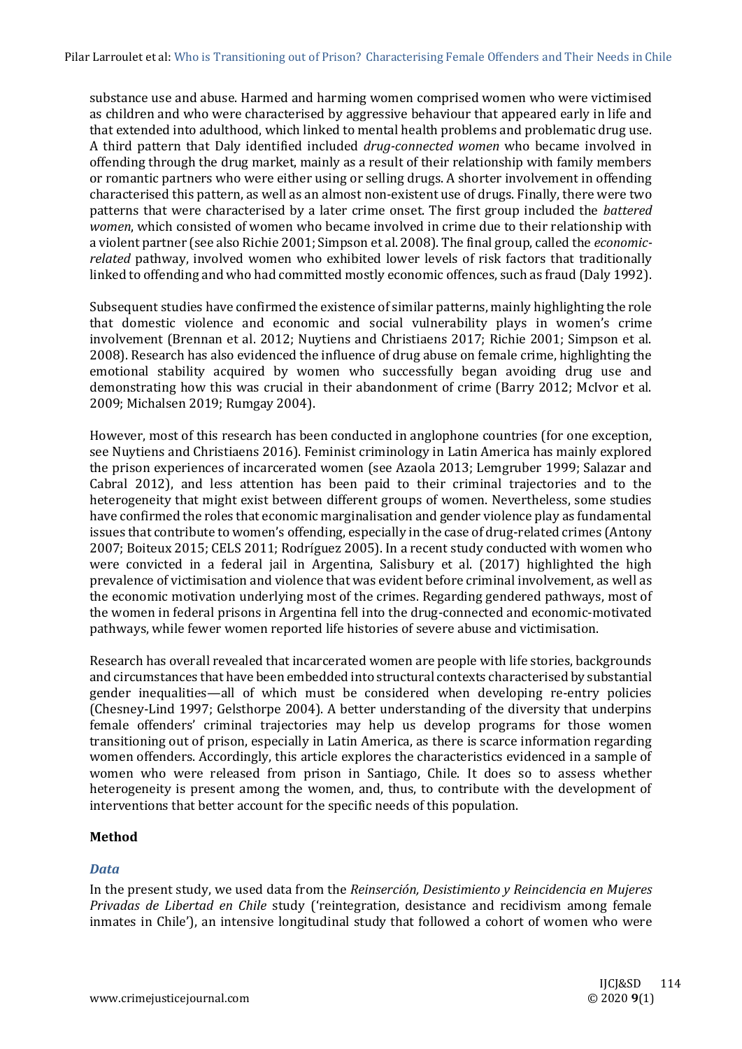substance use and abuse. Harmed and harming women comprised women who were victimised as children and who were characterised by aggressive behaviour that appeared early in life and that extended into adulthood, which linked to mental health problems and problematic drug use. A third pattern that Daly identified included *drug-connected women* who became involved in offending through the drug market, mainly as a result of their relationship with family members or romantic partners who were either using or selling drugs. A shorter involvement in offending characterised this pattern, as well as an almost non-existent use of drugs. Finally, there were two patterns that were characterised by a later crime onset. The first group included the *battered women*, which consisted of women who became involved in crime due to their relationship with a violent partner (see also Richie 2001; Simpson et al. 2008). The final group, called the *economic-related* pathway, involved women who exhibited lower levels of risk factors that traditionally linked to offending and who had committed mostly economic offences, such as fraud (Daly 1992).

Subsequent studies have confirmed the existence of similar patterns, mainly highlighting the role that domestic violence and economic and social vulnerability plays in women's crime involvement (Brennan et al. 2012; Nuytiens and Christiaens 2017; Richie 2001; Simpson et al. 2008). Research has also evidenced the influence of drug abuse on female crime, highlighting the emotional stability acquired by women who successfully began avoiding drug use and demonstrating how this was crucial in their abandonment of crime (Barry 2012; McIvor et al. 2009; Michalsen 2019; Rumgay 2004).

However, most of this research has been conducted in anglophone countries (for one exception, see Nuytiens and Christiaens 2016). Feminist criminology in Latin America has mainly explored the prison experiences of incarcerated women (see Azaola 2013; Lemgruber 1999; Salazar and Cabral 2012), and less attention has been paid to their criminal trajectories and to the heterogeneity that might exist between different groups of women. Nevertheless, some studies have confirmed the roles that economic marginalisation and gender violence play as fundamental issues that contribute to women's offending, especially in the case of drug-related crimes (Antony 2007; Boiteux 2015; CELS 2011; Rodríguez 2005). In a recent study conducted with women who were convicted in a federal jail in Argentina, Salisbury et al. (2017) highlighted the high prevalence of victimisation and violence that was evident before criminal involvement, as well as the economic motivation underlying most of the crimes. Regarding gendered pathways, most of the women in federal prisons in Argentina fell into the drug-connected and economic-motivated pathways, while fewer women reported life histories of severe abuse and victimisation.

Research has overall revealed that incarcerated women are people with life stories, backgrounds and circumstances that have been embedded into structural contexts characterised by substantial gender inequalities—all of which must be considered when developing re-entry policies (Chesney-Lind 1997; Gelsthorpe 2004). A better understanding of the diversity that underpins female offenders' criminal trajectories may help us develop programs for those women transitioning out of prison, especially in Latin America, as there is scarce information regarding women offenders. Accordingly, this article explores the characteristics evidenced in a sample of women who were released from prison in Santiago, Chile. It does so to assess whether heterogeneity is present among the women, and, thus, to contribute with the development of interventions that better account for the specific needs of this population.

## Method

### *Data*

In the present study, we used data from the *Reinserción, Desistimiento y Reincidencia en Mujeres Privadas de Libertad en Chile* study ('reintegration, desistance and recidivism among female inmates in Chile'), an intensive longitudinal study that followed a cohort of women who were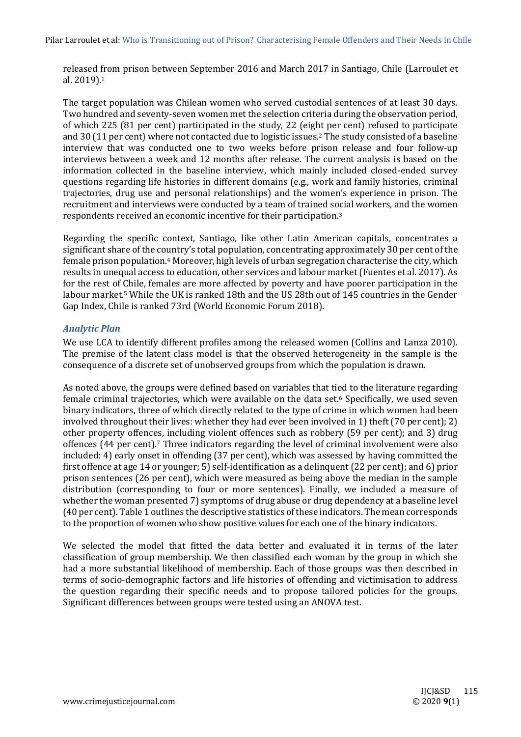released from prison between September 2016 and March 2017 in Santiago, Chile (Larroulet et al. 2019).[1]

The target population was Chilean women who served custodial sentences of at least 30 days. Two hundred and seventy-seven women met the selection criteria during the observation period, of which 225 (81 per cent) participated in the study, 22 (eight per cent) refused to participate and 30 (11 per cent) where not contacted due to logistic issues.[2] The study consisted of a baseline interview that was conducted one to two weeks before prison release and four follow-up interviews between a week and 12 months after release. The current analysis is based on the information collected in the baseline interview, which mainly included closed-ended survey questions regarding life histories in different domains (e.g., work and family histories, criminal trajectories, drug use and personal relationships) and the women's experience in prison. The recruitment and interviews were conducted by a team of trained social workers, and the women respondents received an economic incentive for their participation.[3]

Regarding the specific context, Santiago, like other Latin American capitals, concentrates a significant share of the country's total population, concentrating approximately 30 per cent of the female prison population.[4] Moreover, high levels of urban segregation characterise the city, which results in unequal access to education, other services and labour market (Fuentes et al. 2017). As for the rest of Chile, females are more affected by poverty and have poorer participation in the labour market.[5] While the UK is ranked 18th and the US 28th out of 145 countries in the Gender Gap Index, Chile is ranked 73rd (World Economic Forum 2018).

### *Analytic Plan*

We use LCA to identify different profiles among the released women (Collins and Lanza 2010). The premise of the latent class model is that the observed heterogeneity in the sample is the consequence of a discrete set of unobserved groups from which the population is drawn.

As noted above, the groups were defined based on variables that tied to the literature regarding female criminal trajectories, which were available on the data set.[6] Specifically, we used seven binary indicators, three of which directly related to the type of crime in which women had been involved throughout their lives: whether they had ever been involved in 1) theft (70 per cent); 2) other property offences, including violent offences such as robbery (59 per cent); and 3) drug offences (44 per cent).[7] Three indicators regarding the level of criminal involvement were also included: 4) early onset in offending (37 per cent), which was assessed by having committed the first offence at age 14 or younger; 5) self-identification as a delinquent (22 per cent); and 6) prior prison sentences (26 per cent), which were measured as being above the median in the sample distribution (corresponding to four or more sentences). Finally, we included a measure of whether the woman presented 7) symptoms of drug abuse or drug dependency at a baseline level (40 per cent). Table 1 outlines the descriptive statistics of these indicators. The mean corresponds to the proportion of women who show positive values for each one of the binary indicators.

We selected the model that fitted the data better and evaluated it in terms of the later classification of group membership. We then classified each woman by the group in which she had a more substantial likelihood of membership. Each of those groups was then described in terms of socio-demographic factors and life histories of offending and victimisation to address the question regarding their specific needs and to propose tailored policies for the groups. Significant differences between groups were tested using an ANOVA test.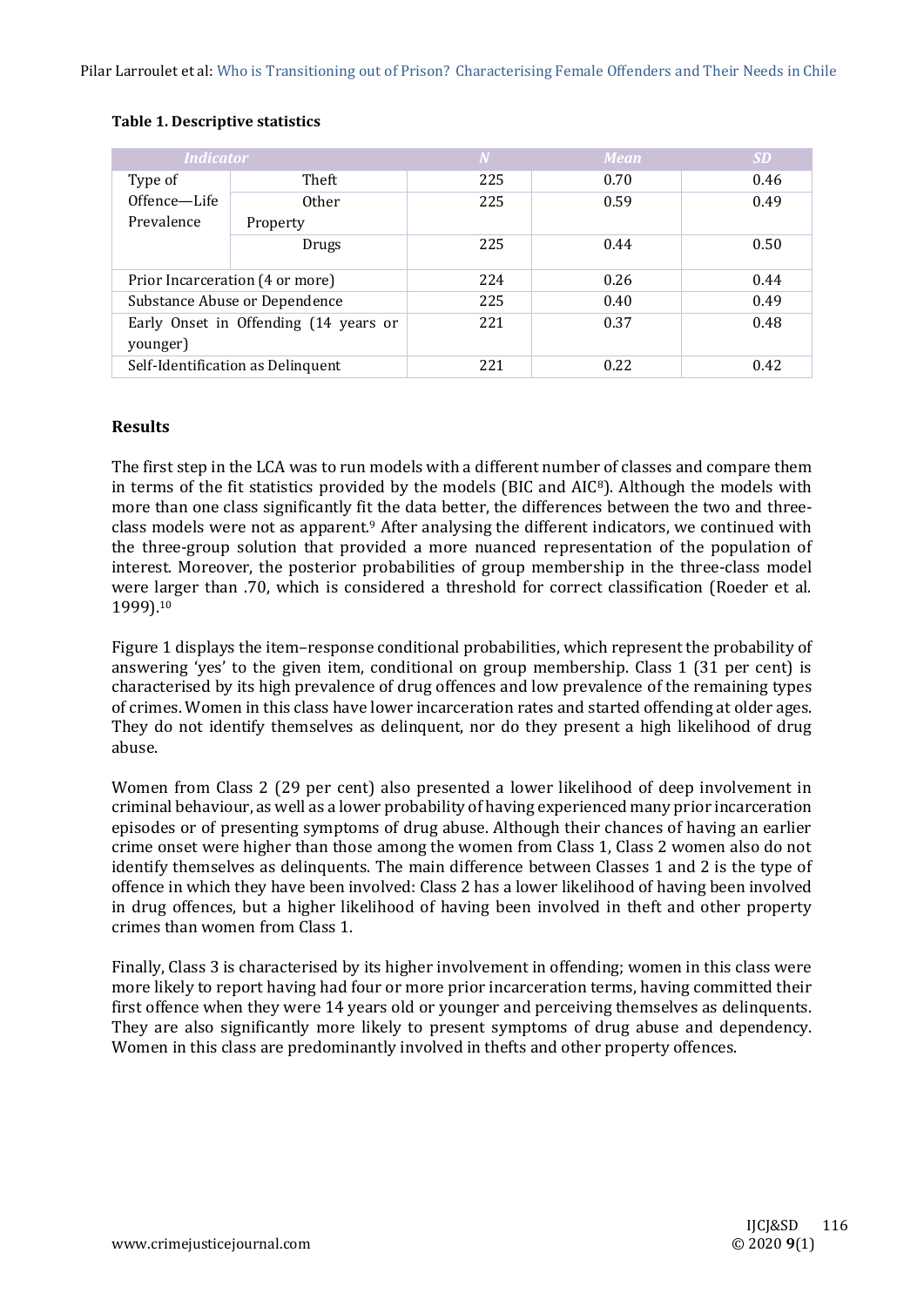**Table 1. Descriptive statistics**

| Indicator | | N | Mean | SD |
|---|---|---|---|---|
| Type of Offence—Life Prevalence | Theft | 225 | 0.70 | 0.46 |
| | Other Property | 225 | 0.59 | 0.49 |
| | Drugs | 225 | 0.44 | 0.50 |
| Prior Incarceration (4 or more) | | 224 | 0.26 | 0.44 |
| Substance Abuse or Dependence | | 225 | 0.40 | 0.49 |
| Early Onset in Offending (14 years or younger) | | 221 | 0.37 | 0.48 |
| Self-Identification as Delinquent | | 221 | 0.22 | 0.42 |

## Results

The first step in the LCA was to run models with a different number of classes and compare them in terms of the fit statistics provided by the models (BIC and AIC[8]). Although the models with more than one class significantly fit the data better, the differences between the two and three-class models were not as apparent.[9] After analysing the different indicators, we continued with the three-group solution that provided a more nuanced representation of the population of interest. Moreover, the posterior probabilities of group membership in the three-class model were larger than .70, which is considered a threshold for correct classification (Roeder et al. 1999).[10]

Figure 1 displays the item–response conditional probabilities, which represent the probability of answering 'yes' to the given item, conditional on group membership. Class 1 (31 per cent) is characterised by its high prevalence of drug offences and low prevalence of the remaining types of crimes. Women in this class have lower incarceration rates and started offending at older ages. They do not identify themselves as delinquent, nor do they present a high likelihood of drug abuse.

Women from Class 2 (29 per cent) also presented a lower likelihood of deep involvement in criminal behaviour, as well as a lower probability of having experienced many prior incarceration episodes or of presenting symptoms of drug abuse. Although their chances of having an earlier crime onset were higher than those among the women from Class 1, Class 2 women also do not identify themselves as delinquents. The main difference between Classes 1 and 2 is the type of offence in which they have been involved: Class 2 has a lower likelihood of having been involved in drug offences, but a higher likelihood of having been involved in theft and other property crimes than women from Class 1.

Finally, Class 3 is characterised by its higher involvement in offending; women in this class were more likely to report having had four or more prior incarceration terms, having committed their first offence when they were 14 years old or younger and perceiving themselves as delinquents. They are also significantly more likely to present symptoms of drug abuse and dependency. Women in this class are predominantly involved in thefts and other property offences.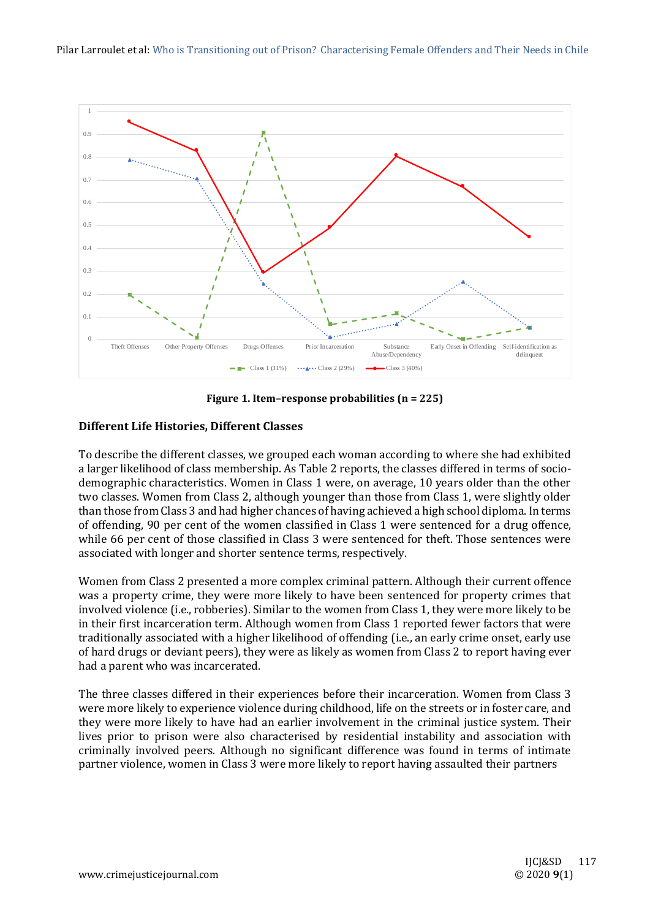**Figure 1. Item–response probabilities (n = 225)**

### Different Life Histories, Different Classes

To describe the different classes, we grouped each woman according to where she had exhibited a larger likelihood of class membership. As Table 2 reports, the classes differed in terms of socio-demographic characteristics. Women in Class 1 were, on average, 10 years older than the other two classes. Women from Class 2, although younger than those from Class 1, were slightly older than those from Class 3 and had higher chances of having achieved a high school diploma. In terms of offending, 90 per cent of the women classified in Class 1 were sentenced for a drug offence, while 66 per cent of those classified in Class 3 were sentenced for theft. Those sentences were associated with longer and shorter sentence terms, respectively.

Women from Class 2 presented a more complex criminal pattern. Although their current offence was a property crime, they were more likely to have been sentenced for property crimes that involved violence (i.e., robberies). Similar to the women from Class 1, they were more likely to be in their first incarceration term. Although women from Class 1 reported fewer factors that were traditionally associated with a higher likelihood of offending (i.e., an early crime onset, early use of hard drugs or deviant peers), they were as likely as women from Class 2 to report having ever had a parent who was incarcerated.

The three classes differed in their experiences before their incarceration. Women from Class 3 were more likely to experience violence during childhood, life on the streets or in foster care, and they were more likely to have had an earlier involvement in the criminal justice system. Their lives prior to prison were also characterised by residential instability and association with criminally involved peers. Although no significant difference was found in terms of intimate partner violence, women in Class 3 were more likely to report having assaulted their partners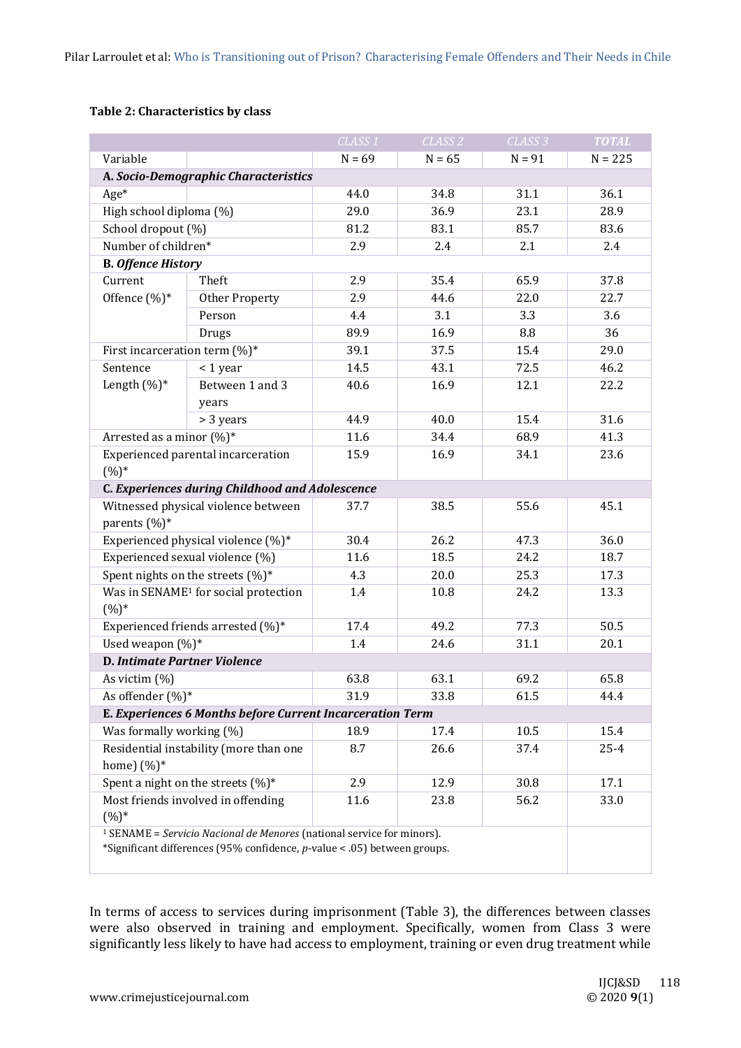**Table 2: Characteristics by class**

| Variable | | CLASS 1<br>N = 69 | CLASS 2<br>N = 65 | CLASS 3<br>N = 91 | TOTAL<br>N = 225 |
|---|---|---|---|---|---|
| ***A. Socio-Demographic Characteristics*** | | | | | |
| Age* | | 44.0 | 34.8 | 31.1 | 36.1 |
| High school diploma (%) | | 29.0 | 36.9 | 23.1 | 28.9 |
| School dropout (%) | | 81.2 | 83.1 | 85.7 | 83.6 |
| Number of children* | | 2.9 | 2.4 | 2.1 | 2.4 |
| ***B. Offence History*** | | | | | |
| Current Offence (%)* | Theft | 2.9 | 35.4 | 65.9 | 37.8 |
| | Other Property | 2.9 | 44.6 | 22.0 | 22.7 |
| | Person | 4.4 | 3.1 | 3.3 | 3.6 |
| | Drugs | 89.9 | 16.9 | 8.8 | 36 |
| First incarceration term (%)* | | 39.1 | 37.5 | 15.4 | 29.0 |
| Sentence Length (%)* | < 1 year | 14.5 | 43.1 | 72.5 | 46.2 |
| | Between 1 and 3 years | 40.6 | 16.9 | 12.1 | 22.2 |
| | > 3 years | 44.9 | 40.0 | 15.4 | 31.6 |
| Arrested as a minor (%)* | | 11.6 | 34.4 | 68.9 | 41.3 |
| Experienced parental incarceration (%)* | | 15.9 | 16.9 | 34.1 | 23.6 |
| ***C. Experiences during Childhood and Adolescence*** | | | | | |
| Witnessed physical violence between parents (%)* | | 37.7 | 38.5 | 55.6 | 45.1 |
| Experienced physical violence (%)* | | 30.4 | 26.2 | 47.3 | 36.0 |
| Experienced sexual violence (%) | | 11.6 | 18.5 | 24.2 | 18.7 |
| Spent nights on the streets (%)* | | 4.3 | 20.0 | 25.3 | 17.3 |
| Was in SENAME[1] for social protection (%)* | | 1.4 | 10.8 | 24.2 | 13.3 |
| Experienced friends arrested (%)* | | 17.4 | 49.2 | 77.3 | 50.5 |
| Used weapon (%)* | | 1.4 | 24.6 | 31.1 | 20.1 |
| ***D. Intimate Partner Violence*** | | | | | |
| As victim (%) | | 63.8 | 63.1 | 69.2 | 65.8 |
| As offender (%)* | | 31.9 | 33.8 | 61.5 | 44.4 |
| ***E. Experiences 6 Months before Current Incarceration Term*** | | | | | |
| Was formally working (%) | | 18.9 | 17.4 | 10.5 | 15.4 |
| Residential instability (more than one home) (%)* | | 8.7 | 26.6 | 37.4 | 25-4 |
| Spent a night on the streets (%)* | | 2.9 | 12.9 | 30.8 | 17.1 |
| Most friends involved in offending (%)* | | 11.6 | 23.8 | 56.2 | 33.0 |

[1] SENAME = *Servicio Nacional de Menores* (national service for minors).
*Significant differences (95% confidence, *p*-value < .05) between groups.

In terms of access to services during imprisonment (Table 3), the differences between classes were also observed in training and employment. Specifically, women from Class 3 were significantly less likely to have had access to employment, training or even drug treatment while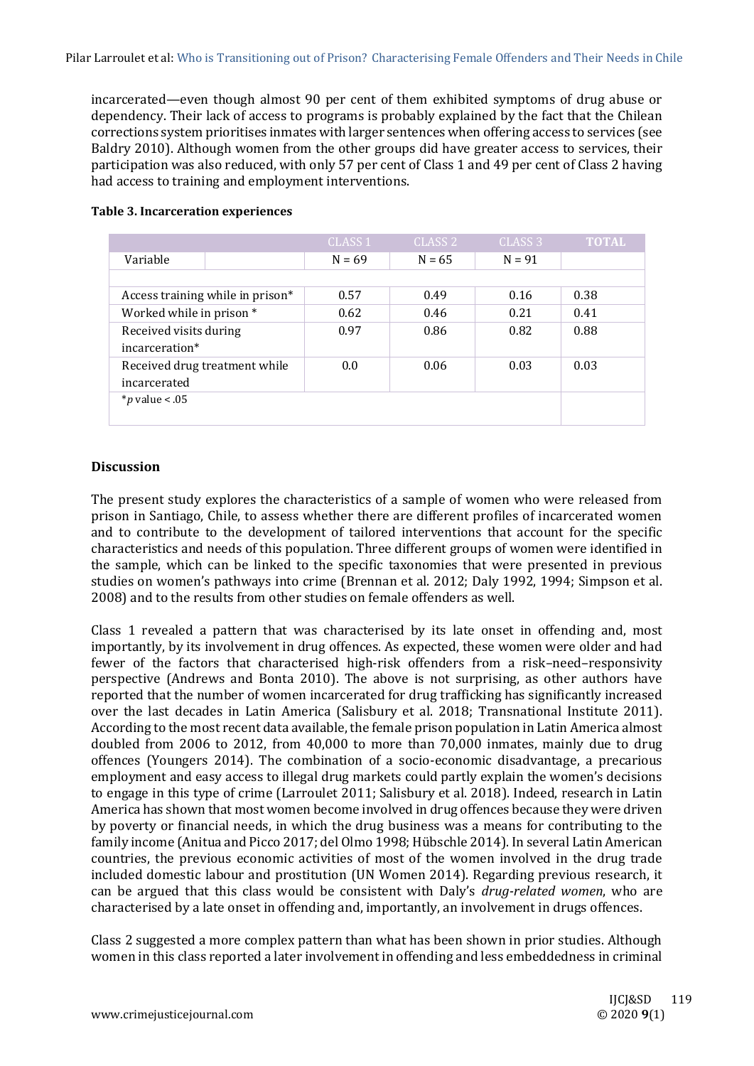incarcerated—even though almost 90 per cent of them exhibited symptoms of drug abuse or dependency. Their lack of access to programs is probably explained by the fact that the Chilean corrections system prioritises inmates with larger sentences when offering access to services (see Baldry 2010). Although women from the other groups did have greater access to services, their participation was also reduced, with only 57 per cent of Class 1 and 49 per cent of Class 2 having had access to training and employment interventions.

**Table 3. Incarceration experiences**

| Variable | CLASS 1<br>N = 69 | CLASS 2<br>N = 65 | CLASS 3<br>N = 91 | TOTAL |
|---|---|---|---|---|
| Access training while in prison* | 0.57 | 0.49 | 0.16 | 0.38 |
| Worked while in prison * | 0.62 | 0.46 | 0.21 | 0.41 |
| Received visits during incarceration* | 0.97 | 0.86 | 0.82 | 0.88 |
| Received drug treatment while incarcerated | 0.0 | 0.06 | 0.03 | 0.03 |
| \*$p$ value < .05 | | | | |

## Discussion

The present study explores the characteristics of a sample of women who were released from prison in Santiago, Chile, to assess whether there are different profiles of incarcerated women and to contribute to the development of tailored interventions that account for the specific characteristics and needs of this population. Three different groups of women were identified in the sample, which can be linked to the specific taxonomies that were presented in previous studies on women's pathways into crime (Brennan et al. 2012; Daly 1992, 1994; Simpson et al. 2008) and to the results from other studies on female offenders as well.

Class 1 revealed a pattern that was characterised by its late onset in offending and, most importantly, by its involvement in drug offences. As expected, these women were older and had fewer of the factors that characterised high-risk offenders from a risk–need–responsivity perspective (Andrews and Bonta 2010). The above is not surprising, as other authors have reported that the number of women incarcerated for drug trafficking has significantly increased over the last decades in Latin America (Salisbury et al. 2018; Transnational Institute 2011). According to the most recent data available, the female prison population in Latin America almost doubled from 2006 to 2012, from 40,000 to more than 70,000 inmates, mainly due to drug offences (Youngers 2014). The combination of a socio-economic disadvantage, a precarious employment and easy access to illegal drug markets could partly explain the women's decisions to engage in this type of crime (Larroulet 2011; Salisbury et al. 2018). Indeed, research in Latin America has shown that most women become involved in drug offences because they were driven by poverty or financial needs, in which the drug business was a means for contributing to the family income (Anitua and Picco 2017; del Olmo 1998; Hübschle 2014). In several Latin American countries, the previous economic activities of most of the women involved in the drug trade included domestic labour and prostitution (UN Women 2014). Regarding previous research, it can be argued that this class would be consistent with Daly's *drug-related women*, who are characterised by a late onset in offending and, importantly, an involvement in drugs offences.

Class 2 suggested a more complex pattern than what has been shown in prior studies. Although women in this class reported a later involvement in offending and less embeddedness in criminal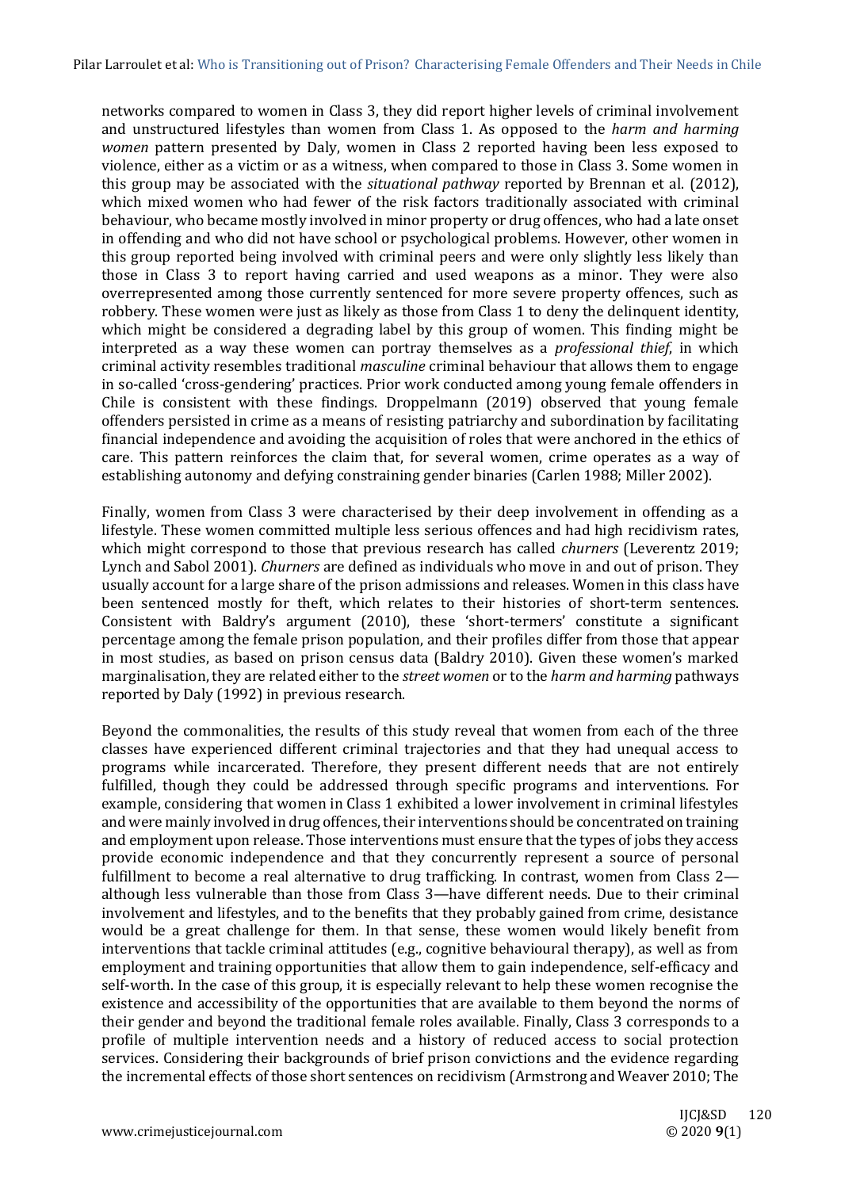networks compared to women in Class 3, they did report higher levels of criminal involvement and unstructured lifestyles than women from Class 1. As opposed to the *harm and harming women* pattern presented by Daly, women in Class 2 reported having been less exposed to violence, either as a victim or as a witness, when compared to those in Class 3. Some women in this group may be associated with the *situational pathway* reported by Brennan et al. (2012), which mixed women who had fewer of the risk factors traditionally associated with criminal behaviour, who became mostly involved in minor property or drug offences, who had a late onset in offending and who did not have school or psychological problems. However, other women in this group reported being involved with criminal peers and were only slightly less likely than those in Class 3 to report having carried and used weapons as a minor. They were also overrepresented among those currently sentenced for more severe property offences, such as robbery. These women were just as likely as those from Class 1 to deny the delinquent identity, which might be considered a degrading label by this group of women. This finding might be interpreted as a way these women can portray themselves as a *professional thief*, in which criminal activity resembles traditional *masculine* criminal behaviour that allows them to engage in so-called 'cross-gendering' practices. Prior work conducted among young female offenders in Chile is consistent with these findings. Droppelmann (2019) observed that young female offenders persisted in crime as a means of resisting patriarchy and subordination by facilitating financial independence and avoiding the acquisition of roles that were anchored in the ethics of care. This pattern reinforces the claim that, for several women, crime operates as a way of establishing autonomy and defying constraining gender binaries (Carlen 1988; Miller 2002).

Finally, women from Class 3 were characterised by their deep involvement in offending as a lifestyle. These women committed multiple less serious offences and had high recidivism rates, which might correspond to those that previous research has called *churners* (Leverentz 2019; Lynch and Sabol 2001). *Churners* are defined as individuals who move in and out of prison. They usually account for a large share of the prison admissions and releases. Women in this class have been sentenced mostly for theft, which relates to their histories of short-term sentences. Consistent with Baldry's argument (2010), these 'short-termers' constitute a significant percentage among the female prison population, and their profiles differ from those that appear in most studies, as based on prison census data (Baldry 2010). Given these women's marked marginalisation, they are related either to the *street women* or to the *harm and harming* pathways reported by Daly (1992) in previous research.

Beyond the commonalities, the results of this study reveal that women from each of the three classes have experienced different criminal trajectories and that they had unequal access to programs while incarcerated. Therefore, they present different needs that are not entirely fulfilled, though they could be addressed through specific programs and interventions. For example, considering that women in Class 1 exhibited a lower involvement in criminal lifestyles and were mainly involved in drug offences, their interventions should be concentrated on training and employment upon release. Those interventions must ensure that the types of jobs they access provide economic independence and that they concurrently represent a source of personal fulfillment to become a real alternative to drug trafficking. In contrast, women from Class 2—although less vulnerable than those from Class 3—have different needs. Due to their criminal involvement and lifestyles, and to the benefits that they probably gained from crime, desistance would be a great challenge for them. In that sense, these women would likely benefit from interventions that tackle criminal attitudes (e.g., cognitive behavioural therapy), as well as from employment and training opportunities that allow them to gain independence, self-efficacy and self-worth. In the case of this group, it is especially relevant to help these women recognise the existence and accessibility of the opportunities that are available to them beyond the norms of their gender and beyond the traditional female roles available. Finally, Class 3 corresponds to a profile of multiple intervention needs and a history of reduced access to social protection services. Considering their backgrounds of brief prison convictions and the evidence regarding the incremental effects of those short sentences on recidivism (Armstrong and Weaver 2010; The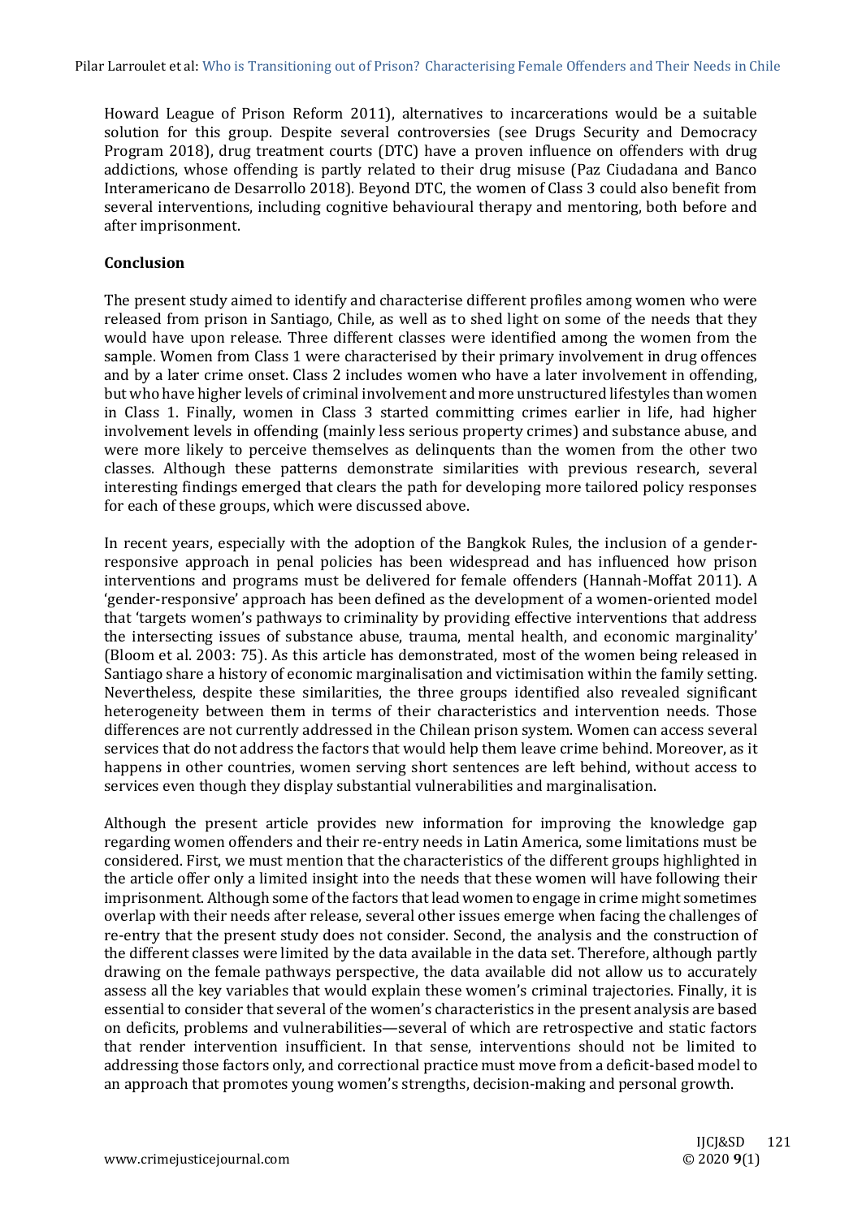Howard League of Prison Reform 2011), alternatives to incarcerations would be a suitable solution for this group. Despite several controversies (see Drugs Security and Democracy Program 2018), drug treatment courts (DTC) have a proven influence on offenders with drug addictions, whose offending is partly related to their drug misuse (Paz Ciudadana and Banco Interamericano de Desarrollo 2018). Beyond DTC, the women of Class 3 could also benefit from several interventions, including cognitive behavioural therapy and mentoring, both before and after imprisonment.

## Conclusion

The present study aimed to identify and characterise different profiles among women who were released from prison in Santiago, Chile, as well as to shed light on some of the needs that they would have upon release. Three different classes were identified among the women from the sample. Women from Class 1 were characterised by their primary involvement in drug offences and by a later crime onset. Class 2 includes women who have a later involvement in offending, but who have higher levels of criminal involvement and more unstructured lifestyles than women in Class 1. Finally, women in Class 3 started committing crimes earlier in life, had higher involvement levels in offending (mainly less serious property crimes) and substance abuse, and were more likely to perceive themselves as delinquents than the women from the other two classes. Although these patterns demonstrate similarities with previous research, several interesting findings emerged that clears the path for developing more tailored policy responses for each of these groups, which were discussed above.

In recent years, especially with the adoption of the Bangkok Rules, the inclusion of a gender-responsive approach in penal policies has been widespread and has influenced how prison interventions and programs must be delivered for female offenders (Hannah-Moffat 2011). A 'gender-responsive' approach has been defined as the development of a women-oriented model that 'targets women's pathways to criminality by providing effective interventions that address the intersecting issues of substance abuse, trauma, mental health, and economic marginality' (Bloom et al. 2003: 75). As this article has demonstrated, most of the women being released in Santiago share a history of economic marginalisation and victimisation within the family setting. Nevertheless, despite these similarities, the three groups identified also revealed significant heterogeneity between them in terms of their characteristics and intervention needs. Those differences are not currently addressed in the Chilean prison system. Women can access several services that do not address the factors that would help them leave crime behind. Moreover, as it happens in other countries, women serving short sentences are left behind, without access to services even though they display substantial vulnerabilities and marginalisation.

Although the present article provides new information for improving the knowledge gap regarding women offenders and their re-entry needs in Latin America, some limitations must be considered. First, we must mention that the characteristics of the different groups highlighted in the article offer only a limited insight into the needs that these women will have following their imprisonment. Although some of the factors that lead women to engage in crime might sometimes overlap with their needs after release, several other issues emerge when facing the challenges of re-entry that the present study does not consider. Second, the analysis and the construction of the different classes were limited by the data available in the data set. Therefore, although partly drawing on the female pathways perspective, the data available did not allow us to accurately assess all the key variables that would explain these women's criminal trajectories. Finally, it is essential to consider that several of the women's characteristics in the present analysis are based on deficits, problems and vulnerabilities—several of which are retrospective and static factors that render intervention insufficient. In that sense, interventions should not be limited to addressing those factors only, and correctional practice must move from a deficit-based model to an approach that promotes young women's strengths, decision-making and personal growth.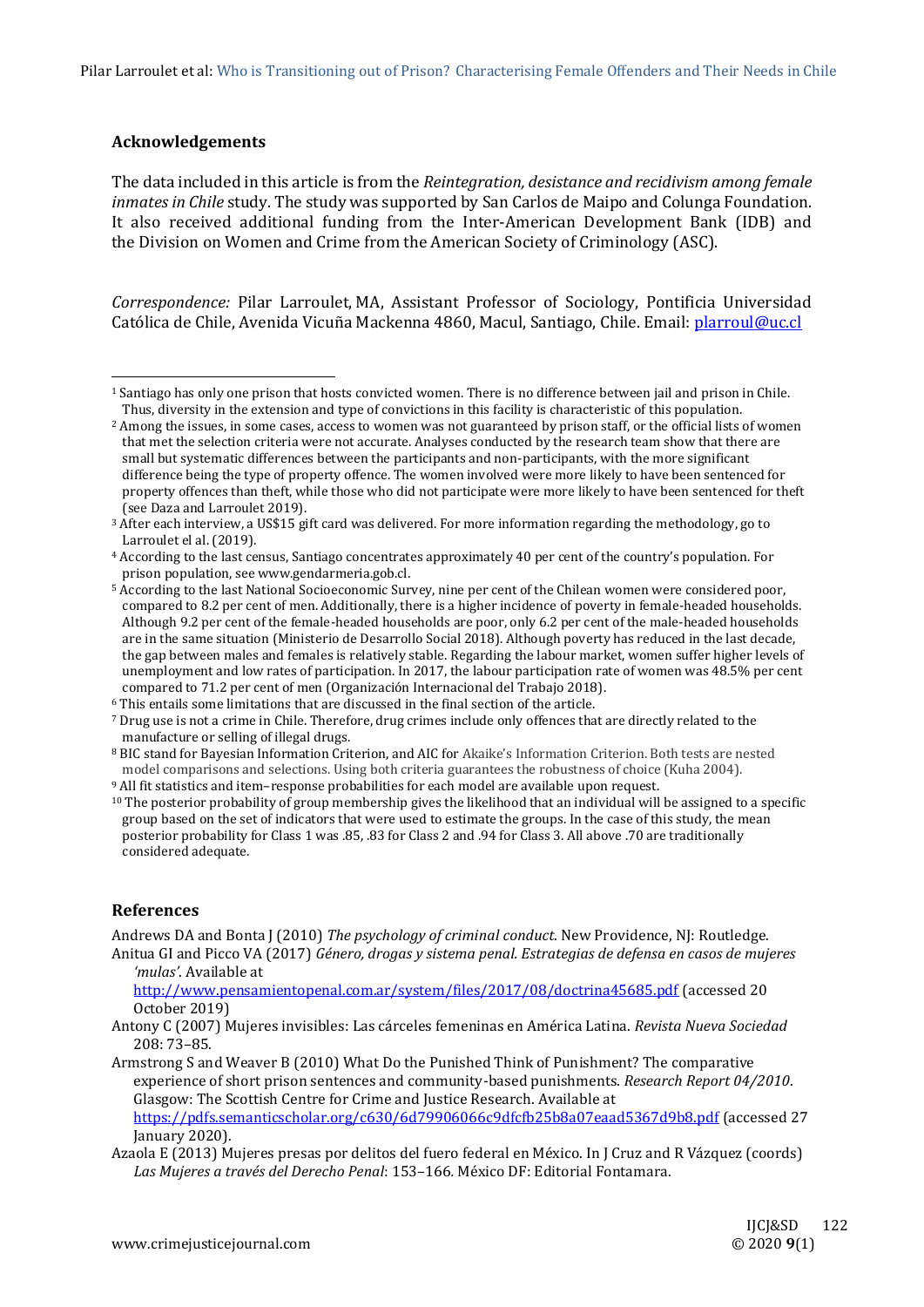## Acknowledgements

The data included in this article is from the *Reintegration, desistance and recidivism among female inmates in Chile* study. The study was supported by San Carlos de Maipo and Colunga Foundation. It also received additional funding from the Inter-American Development Bank (IDB) and the Division on Women and Crime from the American Society of Criminology (ASC).

*Correspondence:* Pilar Larroulet, MA, Assistant Professor of Sociology, Pontificia Universidad Católica de Chile, Avenida Vicuña Mackenna 4860, Macul, Santiago, Chile. Email: plarroul@uc.cl

---

[1] Santiago has only one prison that hosts convicted women. There is no difference between jail and prison in Chile. Thus, diversity in the extension and type of convictions in this facility is characteristic of this population.

[2] Among the issues, in some cases, access to women was not guaranteed by prison staff, or the official lists of women that met the selection criteria were not accurate. Analyses conducted by the research team show that there are small but systematic differences between the participants and non-participants, with the more significant difference being the type of property offence. The women involved were more likely to have been sentenced for property offences than theft, while those who did not participate were more likely to have been sentenced for theft (see Daza and Larroulet 2019).

[3] After each interview, a US$15 gift card was delivered. For more information regarding the methodology, go to Larroulet el al. (2019).

[4] According to the last census, Santiago concentrates approximately 40 per cent of the country's population. For prison population, see www.gendarmeria.gob.cl.

[5] According to the last National Socioeconomic Survey, nine per cent of the Chilean women were considered poor, compared to 8.2 per cent of men. Additionally, there is a higher incidence of poverty in female-headed households. Although 9.2 per cent of the female-headed households are poor, only 6.2 per cent of the male-headed households are in the same situation (Ministerio de Desarrollo Social 2018). Although poverty has reduced in the last decade, the gap between males and females is relatively stable. Regarding the labour market, women suffer higher levels of unemployment and low rates of participation. In 2017, the labour participation rate of women was 48.5% per cent compared to 71.2 per cent of men (Organización Internacional del Trabajo 2018).

[6] This entails some limitations that are discussed in the final section of the article.

[7] Drug use is not a crime in Chile. Therefore, drug crimes include only offences that are directly related to the manufacture or selling of illegal drugs.

[8] BIC stand for Bayesian Information Criterion, and AIC for Akaike's Information Criterion. Both tests are nested model comparisons and selections. Using both criteria guarantees the robustness of choice (Kuha 2004).

[9] All fit statistics and item–response probabilities for each model are available upon request.

[10] The posterior probability of group membership gives the likelihood that an individual will be assigned to a specific group based on the set of indicators that were used to estimate the groups. In the case of this study, the mean posterior probability for Class 1 was .85, .83 for Class 2 and .94 for Class 3. All above .70 are traditionally considered adequate.

## References

Andrews DA and Bonta J (2010) *The psychology of criminal conduct*. New Providence, NJ: Routledge.

Anitua GI and Picco VA (2017) *Género, drogas y sistema penal. Estrategias de defensa en casos de mujeres 'mulas'*. Available at http://www.pensamientopenal.com.ar/system/files/2017/08/doctrina45685.pdf (accessed 20 October 2019)

Antony C (2007) Mujeres invisibles: Las cárceles femeninas en América Latina. *Revista Nueva Sociedad* 208: 73–85.

Armstrong S and Weaver B (2010) What Do the Punished Think of Punishment? The comparative experience of short prison sentences and community-based punishments. *Research Report 04/2010*. Glasgow: The Scottish Centre for Crime and Justice Research. Available at https://pdfs.semanticscholar.org/c630/6d79906066c9dfcfb25b8a07eaad5367d9b8.pdf (accessed 27 January 2020).

Azaola E (2013) Mujeres presas por delitos del fuero federal en México. In J Cruz and R Vázquez (coords) *Las Mujeres a través del Derecho Penal*: 153–166. México DF: Editorial Fontamara.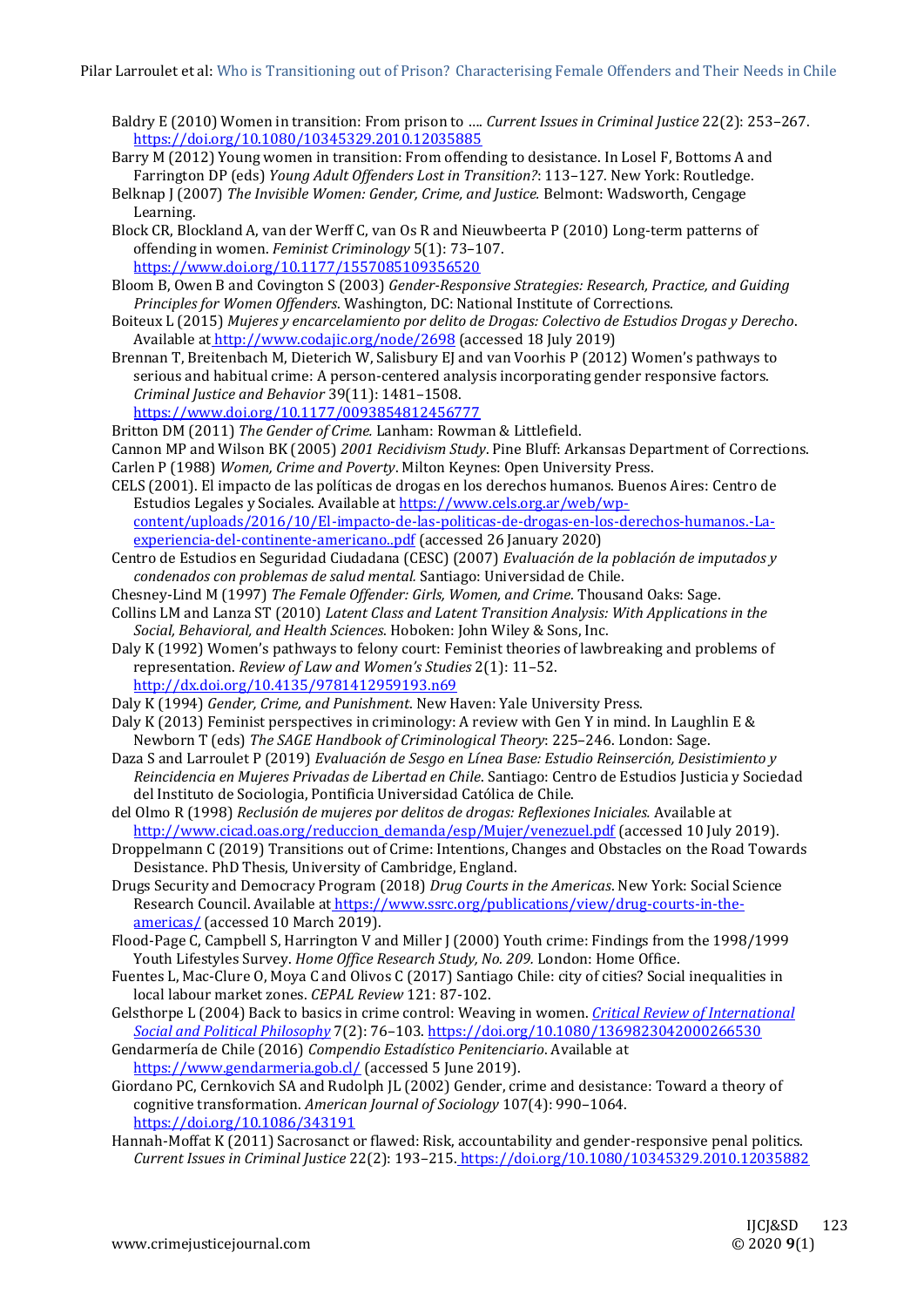Baldry E (2010) Women in transition: From prison to …. *Current Issues in Criminal Justice* 22(2): 253–267. https://doi.org/10.1080/10345329.2010.12035885

Barry M (2012) Young women in transition: From offending to desistance. In Losel F, Bottoms A and Farrington DP (eds) *Young Adult Offenders Lost in Transition?*: 113–127. New York: Routledge.

Belknap J (2007) *The Invisible Women: Gender, Crime, and Justice.* Belmont: Wadsworth, Cengage Learning.

Block CR, Blockland A, van der Werff C, van Os R and Nieuwbeerta P (2010) Long-term patterns of offending in women. *Feminist Criminology* 5(1): 73–107. https://www.doi.org/10.1177/1557085109356520

Bloom B, Owen B and Covington S (2003) *Gender-Responsive Strategies: Research, Practice, and Guiding Principles for Women Offenders*. Washington, DC: National Institute of Corrections.

Boiteux L (2015) *Mujeres y encarcelamiento por delito de Drogas: Colectivo de Estudios Drogas y Derecho*. Available at http://www.codajic.org/node/2698 (accessed 18 July 2019)

Brennan T, Breitenbach M, Dieterich W, Salisbury EJ and van Voorhis P (2012) Women's pathways to serious and habitual crime: A person-centered analysis incorporating gender responsive factors. *Criminal Justice and Behavior* 39(11): 1481–1508. https://www.doi.org/10.1177/0093854812456777

Britton DM (2011) *The Gender of Crime.* Lanham: Rowman & Littlefield.

Cannon MP and Wilson BK (2005) *2001 Recidivism Study*. Pine Bluff: Arkansas Department of Corrections.

Carlen P (1988) *Women, Crime and Poverty*. Milton Keynes: Open University Press.

CELS (2001). El impacto de las políticas de drogas en los derechos humanos. Buenos Aires: Centro de Estudios Legales y Sociales. Available at https://www.cels.org.ar/web/wp-content/uploads/2016/10/El-impacto-de-las-politicas-de-drogas-en-los-derechos-humanos.-La-experiencia-del-continente-americano..pdf (accessed 26 January 2020)

Centro de Estudios en Seguridad Ciudadana (CESC) (2007) *Evaluación de la población de imputados y condenados con problemas de salud mental.* Santiago: Universidad de Chile.

Chesney-Lind M (1997) *The Female Offender: Girls, Women, and Crime*. Thousand Oaks: Sage.

Collins LM and Lanza ST (2010) *Latent Class and Latent Transition Analysis: With Applications in the Social, Behavioral, and Health Sciences*. Hoboken: John Wiley & Sons, Inc.

Daly K (1992) Women's pathways to felony court: Feminist theories of lawbreaking and problems of representation. *Review of Law and Women's Studies* 2(1): 11–52. http://dx.doi.org/10.4135/9781412959193.n69

Daly K (1994) *Gender, Crime, and Punishment.* New Haven: Yale University Press.

Daly K (2013) Feminist perspectives in criminology: A review with Gen Y in mind. In Laughlin E & Newborn T (eds) *The SAGE Handbook of Criminological Theory*: 225–246. London: Sage.

Daza S and Larroulet P (2019) *Evaluación de Sesgo en Línea Base: Estudio Reinserción, Desistimiento y Reincidencia en Mujeres Privadas de Libertad en Chile*. Santiago: Centro de Estudios Justicia y Sociedad del Instituto de Sociologia, Pontificia Universidad Católica de Chile.

del Olmo R (1998) *Reclusión de mujeres por delitos de drogas: Reflexiones Iniciales.* Available at http://www.cicad.oas.org/reduccion_demanda/esp/Mujer/venezuel.pdf (accessed 10 July 2019).

Droppelmann C (2019) Transitions out of Crime: Intentions, Changes and Obstacles on the Road Towards Desistance. PhD Thesis, University of Cambridge, England.

Drugs Security and Democracy Program (2018) *Drug Courts in the Americas*. New York: Social Science Research Council. Available at https://www.ssrc.org/publications/view/drug-courts-in-the-americas/ (accessed 10 March 2019).

Flood-Page C, Campbell S, Harrington V and Miller J (2000) Youth crime: Findings from the 1998/1999 Youth Lifestyles Survey. *Home Office Research Study, No. 209.* London: Home Office.

Fuentes L, Mac-Clure O, Moya C and Olivos C (2017) Santiago Chile: city of cities? Social inequalities in local labour market zones. *CEPAL Review* 121: 87-102.

Gelsthorpe L (2004) Back to basics in crime control: Weaving in women. *Critical Review of International Social and Political Philosophy* 7(2): 76–103. https://doi.org/10.1080/1369823042000266530

Gendarmería de Chile (2016) *Compendio Estadístico Penitenciario*. Available at https://www.gendarmeria.gob.cl/ (accessed 5 June 2019).

Giordano PC, Cernkovich SA and Rudolph JL (2002) Gender, crime and desistance: Toward a theory of cognitive transformation. *American Journal of Sociology* 107(4): 990–1064. https://doi.org/10.1086/343191

Hannah-Moffat K (2011) Sacrosanct or flawed: Risk, accountability and gender-responsive penal politics. *Current Issues in Criminal Justice* 22(2): 193–215. https://doi.org/10.1080/10345329.2010.12035882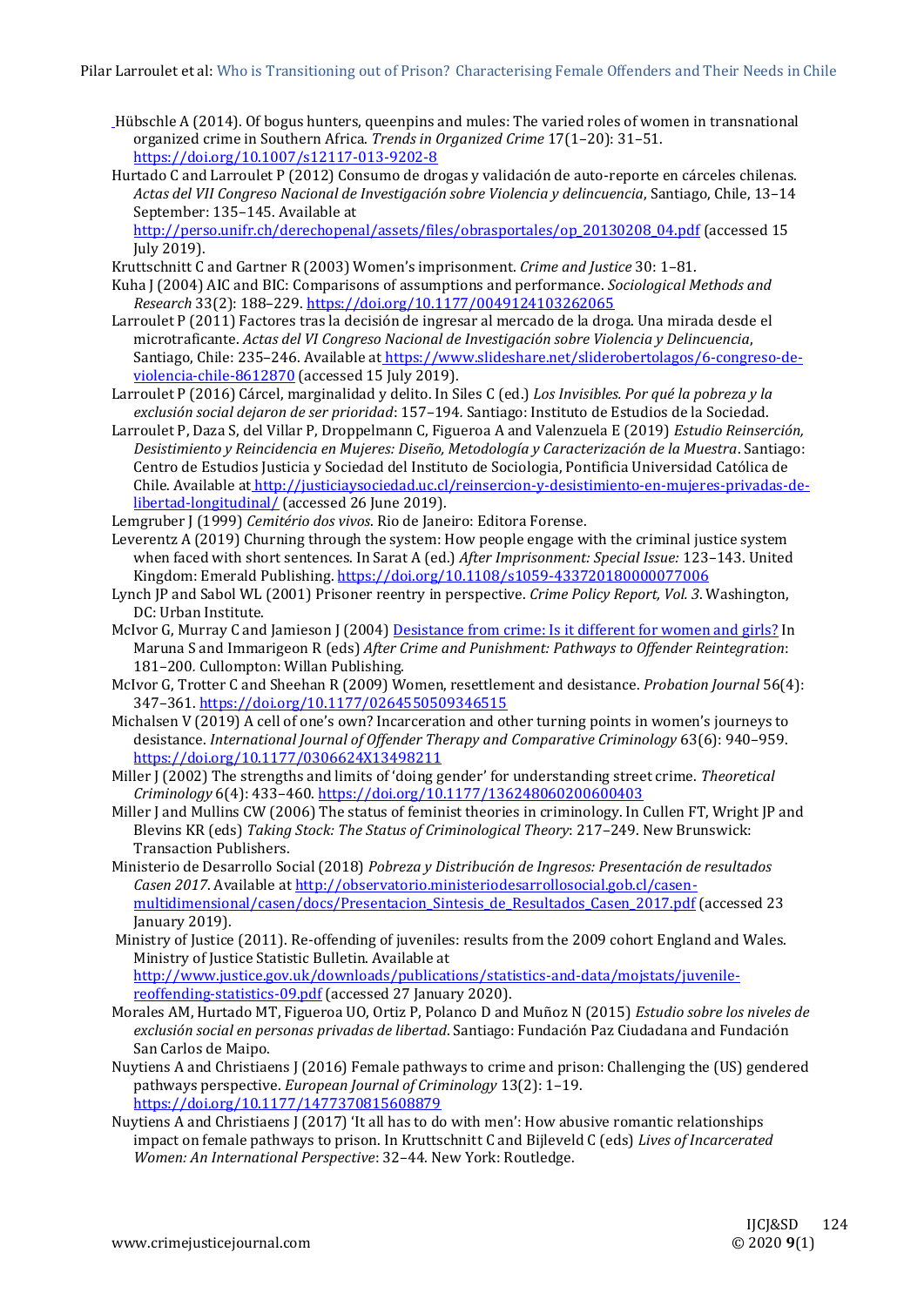Hübschle A (2014). Of bogus hunters, queenpins and mules: The varied roles of women in transnational organized crime in Southern Africa. *Trends in Organized Crime* 17(1–20): 31–51. https://doi.org/10.1007/s12117-013-9202-8

Hurtado C and Larroulet P (2012) Consumo de drogas y validación de auto-reporte en cárceles chilenas. *Actas del VII Congreso Nacional de Investigación sobre Violencia y delincuencia*, Santiago, Chile, 13–14 September: 135–145. Available at http://perso.unifr.ch/derechopenal/assets/files/obrasportales/op_20130208_04.pdf (accessed 15 July 2019).

Kruttschnitt C and Gartner R (2003) Women's imprisonment. *Crime and Justice* 30: 1–81.

Kuha J (2004) AIC and BIC: Comparisons of assumptions and performance. *Sociological Methods and Research* 33(2): 188–229. https://doi.org/10.1177/0049124103262065

Larroulet P (2011) Factores tras la decisión de ingresar al mercado de la droga. Una mirada desde el microtraficante. *Actas del VI Congreso Nacional de Investigación sobre Violencia y Delincuencia*, Santiago, Chile: 235–246. Available at https://www.slideshare.net/sliderobertolagos/6-congreso-de-violencia-chile-8612870 (accessed 15 July 2019).

Larroulet P (2016) Cárcel, marginalidad y delito. In Siles C (ed.) *Los Invisibles. Por qué la pobreza y la exclusión social dejaron de ser prioridad*: 157–194. Santiago: Instituto de Estudios de la Sociedad.

Larroulet P, Daza S, del Villar P, Droppelmann C, Figueroa A and Valenzuela E (2019) *Estudio Reinserción, Desistimiento y Reincidencia en Mujeres: Diseño, Metodología y Caracterización de la Muestra*. Santiago: Centro de Estudios Justicia y Sociedad del Instituto de Sociologia, Pontificia Universidad Católica de Chile. Available at http://justiciaysociedad.uc.cl/reinsercion-y-desistimiento-en-mujeres-privadas-de-libertad-longitudinal/ (accessed 26 June 2019).

Lemgruber J (1999) *Cemitério dos vivos*. Rio de Janeiro: Editora Forense.

Leverentz A (2019) Churning through the system: How people engage with the criminal justice system when faced with short sentences. In Sarat A (ed.) *After Imprisonment: Special Issue:* 123–143. United Kingdom: Emerald Publishing. https://doi.org/10.1108/s1059-433720180000077006

Lynch JP and Sabol WL (2001) Prisoner reentry in perspective. *Crime Policy Report, Vol. 3*. Washington, DC: Urban Institute.

McIvor G, Murray C and Jamieson J (2004) Desistance from crime: Is it different for women and girls? In Maruna S and Immarigeon R (eds) *After Crime and Punishment: Pathways to Offender Reintegration*: 181–200. Cullompton: Willan Publishing.

McIvor G, Trotter C and Sheehan R (2009) Women, resettlement and desistance. *Probation Journal* 56(4): 347–361. https://doi.org/10.1177/0264550509346515

Michalsen V (2019) A cell of one's own? Incarceration and other turning points in women's journeys to desistance. *International Journal of Offender Therapy and Comparative Criminology* 63(6): 940–959. https://doi.org/10.1177/0306624X13498211

Miller J (2002) The strengths and limits of 'doing gender' for understanding street crime. *Theoretical Criminology* 6(4): 433–460. https://doi.org/10.1177/136248060200600403

Miller J and Mullins CW (2006) The status of feminist theories in criminology. In Cullen FT, Wright JP and Blevins KR (eds) *Taking Stock: The Status of Criminological Theory*: 217–249. New Brunswick: Transaction Publishers.

Ministerio de Desarrollo Social (2018) *Pobreza y Distribución de Ingresos: Presentación de resultados Casen 2017*. Available at http://observatorio.ministeriodesarrollosocial.gob.cl/casen-multidimensional/casen/docs/Presentacion_Sintesis_de_Resultados_Casen_2017.pdf (accessed 23 January 2019).

Ministry of Justice (2011). Re-offending of juveniles: results from the 2009 cohort England and Wales. Ministry of Justice Statistic Bulletin. Available at http://www.justice.gov.uk/downloads/publications/statistics-and-data/mojstats/juvenile-reoffending-statistics-09.pdf (accessed 27 January 2020).

Morales AM, Hurtado MT, Figueroa UO, Ortiz P, Polanco D and Muñoz N (2015) *Estudio sobre los niveles de exclusión social en personas privadas de libertad*. Santiago: Fundación Paz Ciudadana and Fundación San Carlos de Maipo.

Nuytiens A and Christiaens J (2016) Female pathways to crime and prison: Challenging the (US) gendered pathways perspective. *European Journal of Criminology* 13(2): 1–19. https://doi.org/10.1177/1477370815608879

Nuytiens A and Christiaens J (2017) 'It all has to do with men': How abusive romantic relationships impact on female pathways to prison. In Kruttschnitt C and Bijleveld C (eds) *Lives of Incarcerated Women: An International Perspective*: 32–44. New York: Routledge.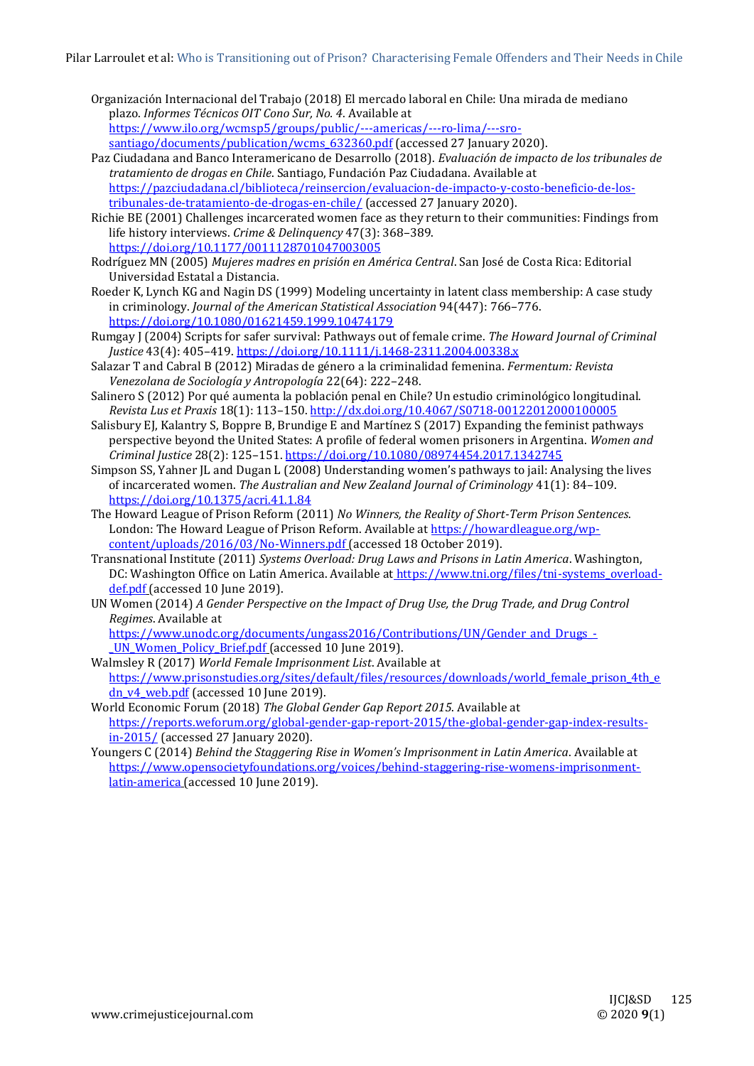Organización Internacional del Trabajo (2018) El mercado laboral en Chile: Una mirada de mediano plazo. *Informes Técnicos OIT Cono Sur, No. 4*. Available at https://www.ilo.org/wcmsp5/groups/public/---americas/---ro-lima/---sro-santiago/documents/publication/wcms_632360.pdf (accessed 27 January 2020).

Paz Ciudadana and Banco Interamericano de Desarrollo (2018). *Evaluación de impacto de los tribunales de tratamiento de drogas en Chile*. Santiago, Fundación Paz Ciudadana. Available at https://pazciudadana.cl/biblioteca/reinsercion/evaluacion-de-impacto-y-costo-beneficio-de-los-tribunales-de-tratamiento-de-drogas-en-chile/ (accessed 27 January 2020).

Richie BE (2001) Challenges incarcerated women face as they return to their communities: Findings from life history interviews. *Crime & Delinquency* 47(3): 368–389. https://doi.org/10.1177/0011128701047003005

Rodríguez MN (2005) *Mujeres madres en prisión en América Central*. San José de Costa Rica: Editorial Universidad Estatal a Distancia.

Roeder K, Lynch KG and Nagin DS (1999) Modeling uncertainty in latent class membership: A case study in criminology. *Journal of the American Statistical Association* 94(447): 766–776. https://doi.org/10.1080/01621459.1999.10474179

Rumgay J (2004) Scripts for safer survival: Pathways out of female crime. *The Howard Journal of Criminal Justice* 43(4): 405–419. https://doi.org/10.1111/j.1468-2311.2004.00338.x

Salazar T and Cabral B (2012) Miradas de género a la criminalidad femenina. *Fermentum: Revista Venezolana de Sociología y Antropología* 22(64): 222–248.

Salinero S (2012) Por qué aumenta la población penal en Chile? Un estudio criminológico longitudinal. *Revista Lus et Praxis* 18(1): 113–150. http://dx.doi.org/10.4067/S0718-00122012000100005

Salisbury EJ, Kalantry S, Boppe B, Brundige E and Martínez S (2017) Expanding the feminist pathways perspective beyond the United States: A profile of federal women prisoners in Argentina. *Women and Criminal Justice* 28(2): 125–151. https://doi.org/10.1080/08974454.2017.1342745

Simpson SS, Yahner JL and Dugan L (2008) Understanding women's pathways to jail: Analysing the lives of incarcerated women. *The Australian and New Zealand Journal of Criminology* 41(1): 84–109. https://doi.org/10.1375/acri.41.1.84

The Howard League of Prison Reform (2011) *No Winners, the Reality of Short-Term Prison Sentences*. London: The Howard League of Prison Reform. Available at https://howardleague.org/wp-content/uploads/2016/03/No-Winners.pdf (accessed 18 October 2019).

Transnational Institute (2011) *Systems Overload: Drug Laws and Prisons in Latin America*. Washington, DC: Washington Office on Latin America. Available at https://www.tni.org/files/tni-systems_overload-def.pdf (accessed 10 June 2019).

UN Women (2014) *A Gender Perspective on the Impact of Drug Use, the Drug Trade, and Drug Control Regimes*. Available at https://www.unodc.org/documents/ungass2016/Contributions/UN/Gender_and_Drugs_-_UN_Women_Policy_Brief.pdf (accessed 10 June 2019).

Walmsley R (2017) *World Female Imprisonment List*. Available at https://www.prisonstudies.org/sites/default/files/resources/downloads/world_female_prison_4th_edn_v4_web.pdf (accessed 10 June 2019).

World Economic Forum (2018) *The Global Gender Gap Report 2015*. Available at https://reports.weforum.org/global-gender-gap-report-2015/the-global-gender-gap-index-results-in-2015/ (accessed 27 January 2020).

Youngers C (2014) *Behind the Staggering Rise in Women's Imprisonment in Latin America*. Available at https://www.opensocietyfoundations.org/voices/behind-staggering-rise-womens-imprisonment-latin-america (accessed 10 June 2019).